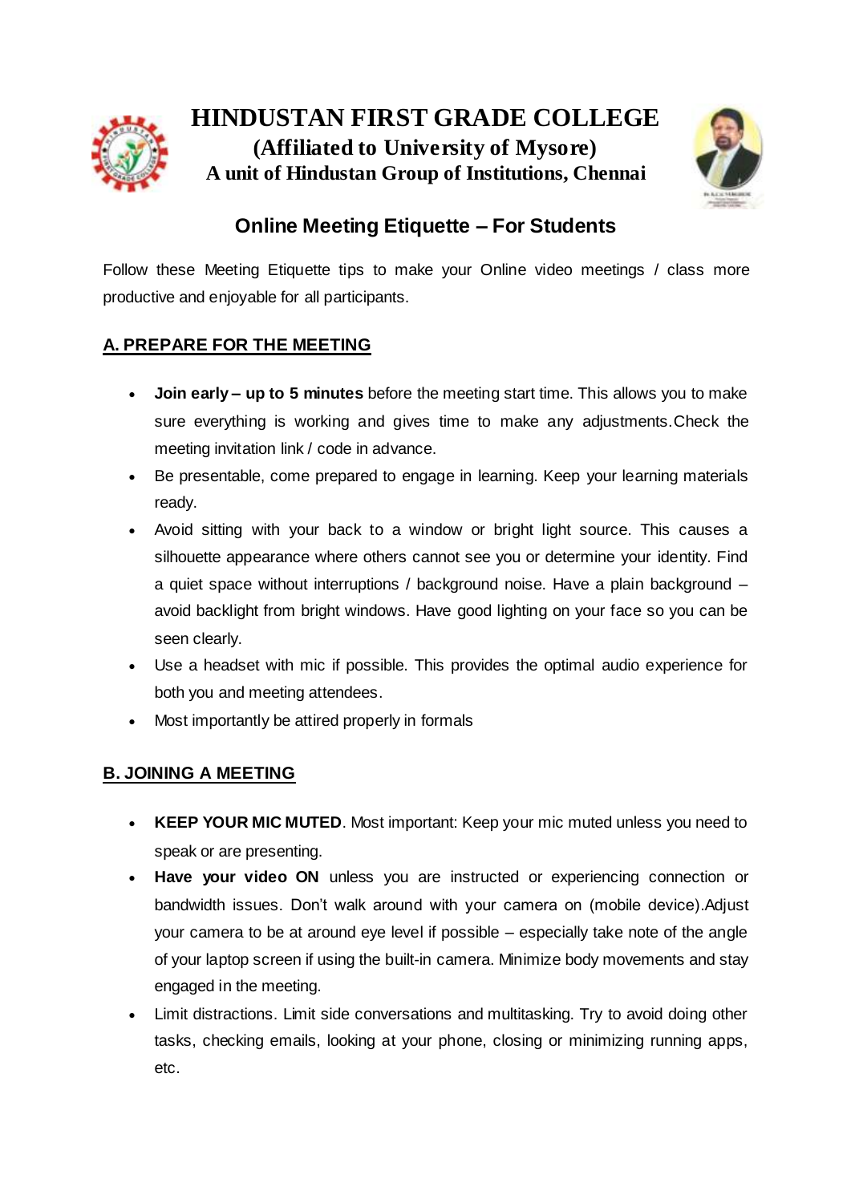# HINDUSTAN FIRST GRADE COLLEGE

**(Affiliated to University of Mysore)**

**A unit of Hindustan Group of Institutions, Chennai**

## Online Meeting Etiquette – For Students

Follow these Meeting Etiquette tips to make your Online video meetings / class more productive and enjoyable for all participants.

### A. PREPARE FOR THE MEETING

- **Join early – up to 5 minutes** before the meeting start time. This allows you to make sure everything is working and gives time to make any adjustments.Check the meeting invitation link / code in advance.
- Be presentable, come prepared to engage in learning. Keep your learning materials ready.
- Avoid sitting with your back to a window or bright light source. This causes a silhouette appearance where others cannot see you or determine your identity. Find a quiet space without interruptions / background noise. Have a plain background – avoid backlight from bright windows. Have good lighting on your face so you can be seen clearly.
- Use a headset with mic if possible. This provides the optimal audio experience for both you and meeting attendees.
- Most importantly be attired properly in formals

### B. JOINING A MEETING

- **KEEP YOUR MIC MUTED**. Most important: Keep your mic muted unless you need to speak or are presenting.
- **Have your video ON** unless you are instructed or experiencing connection or bandwidth issues. Don't walk around with your camera on (mobile device).Adjust your camera to be at around eye level if possible – especially take note of the angle of your laptop screen if using the built-in camera. Minimize body movements and stay engaged in the meeting.
- Limit distractions. Limit side conversations and multitasking. Try to avoid doing other tasks, checking emails, looking at your phone, closing or minimizing running apps, etc.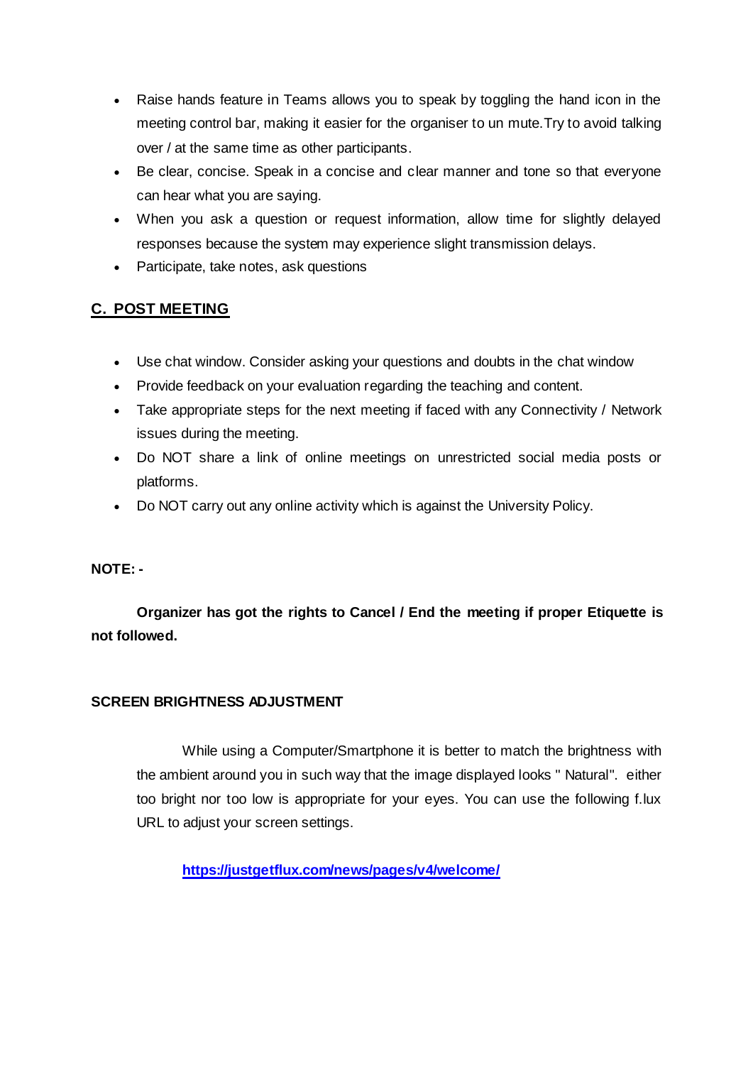- Raise hands feature in Teams allows you to speak by toggling the hand icon in the meeting control bar, making it easier for the organiser to un mute.Try to avoid talking over / at the same time as other participants.
- Be clear, concise. Speak in a concise and clear manner and tone so that everyone can hear what you are saying.
- When you ask a question or request information, allow time for slightly delayed responses because the system may experience slight transmission delays.
- Participate, take notes, ask questions

## C. POST MEETING

- Use chat window. Consider asking your questions and doubts in the chat window
- Provide feedback on your evaluation regarding the teaching and content.
- Take appropriate steps for the next meeting if faced with any Connectivity / Network issues during the meeting.
- Do NOT share a link of online meetings on unrestricted social media posts or platforms.
- Do NOT carry out any online activity which is against the University Policy.

**NOTE: -**

**Organizer has got the rights to Cancel / End the meeting if proper Etiquette is not followed.**

**SCREEN BRIGHTNESS ADJUSTMENT**

While using a Computer/Smartphone it is better to match the brightness with the ambient around you in such way that the image displayed looks " Natural". either too bright nor too low is appropriate for your eyes. You can use the following f.lux URL to adjust your screen settings.

**https://justgetflux.com/news/pages/v4/welcome/**